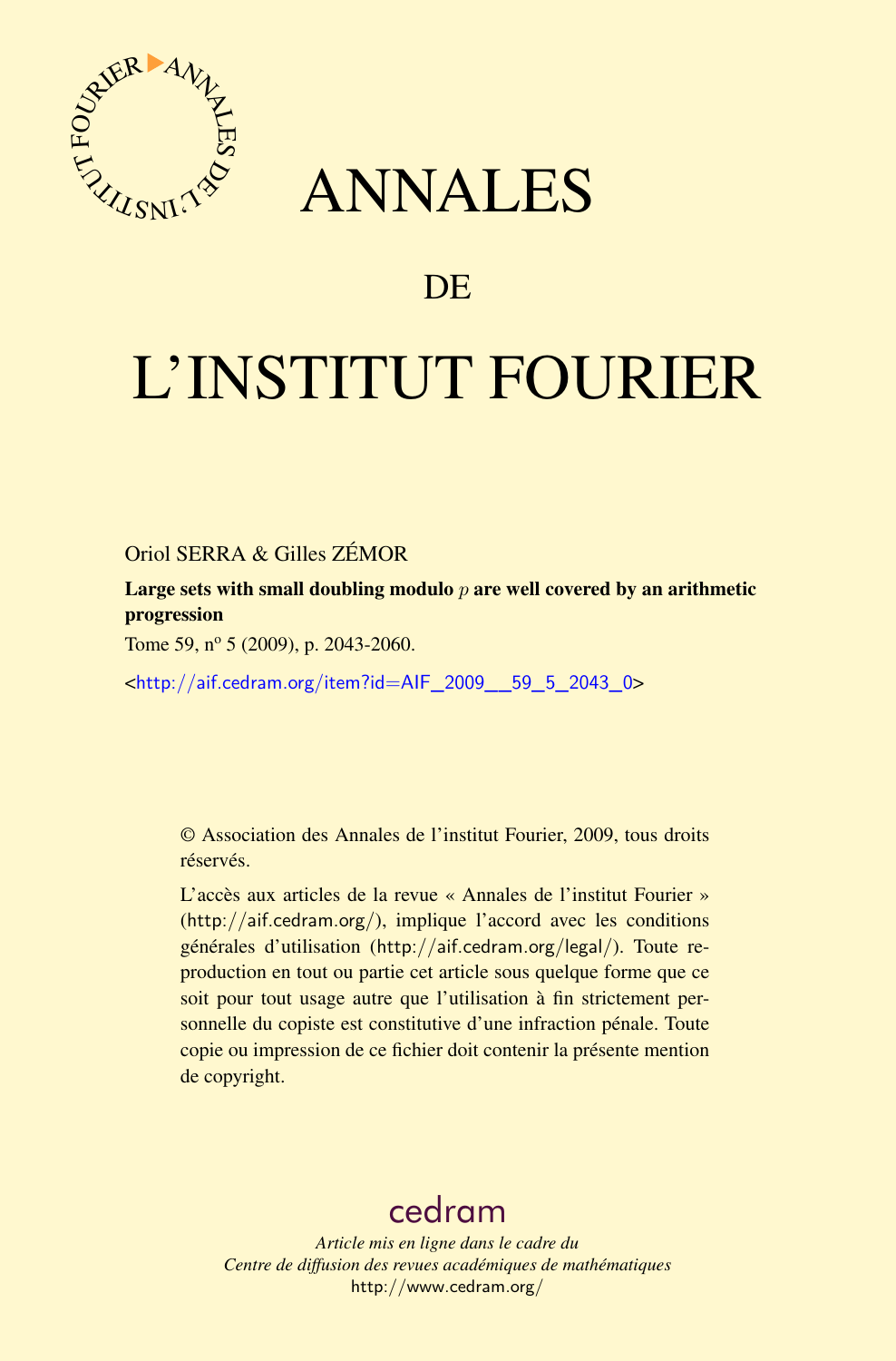# ANNALES

## DE

# L'INSTITUT FOURIER

Oriol SERRA & Gilles ZÉMOR

**Large sets with small doubling modulo $p$ are well covered by an arithmetic progression**

Tome 59, nº 5 (2009), p. 2043-2060.

<http://aif.cedram.org/item?id=AIF_2009__59_5_2043_0>

© Association des Annales de l'institut Fourier, 2009, tous droits réservés.

L'accès aux articles de la revue « Annales de l'institut Fourier » (http://aif.cedram.org/), implique l'accord avec les conditions générales d'utilisation (http://aif.cedram.org/legal/). Toute reproduction en tout ou partie cet article sous quelque forme que ce soit pour tout usage autre que l'utilisation à fin strictement personnelle du copiste est constitutive d'une infraction pénale. Toute copie ou impression de ce fichier doit contenir la présente mention de copyright.

cedram

*Article mis en ligne dans le cadre du*
*Centre de diffusion des revues académiques de mathématiques*
http://www.cedram.org/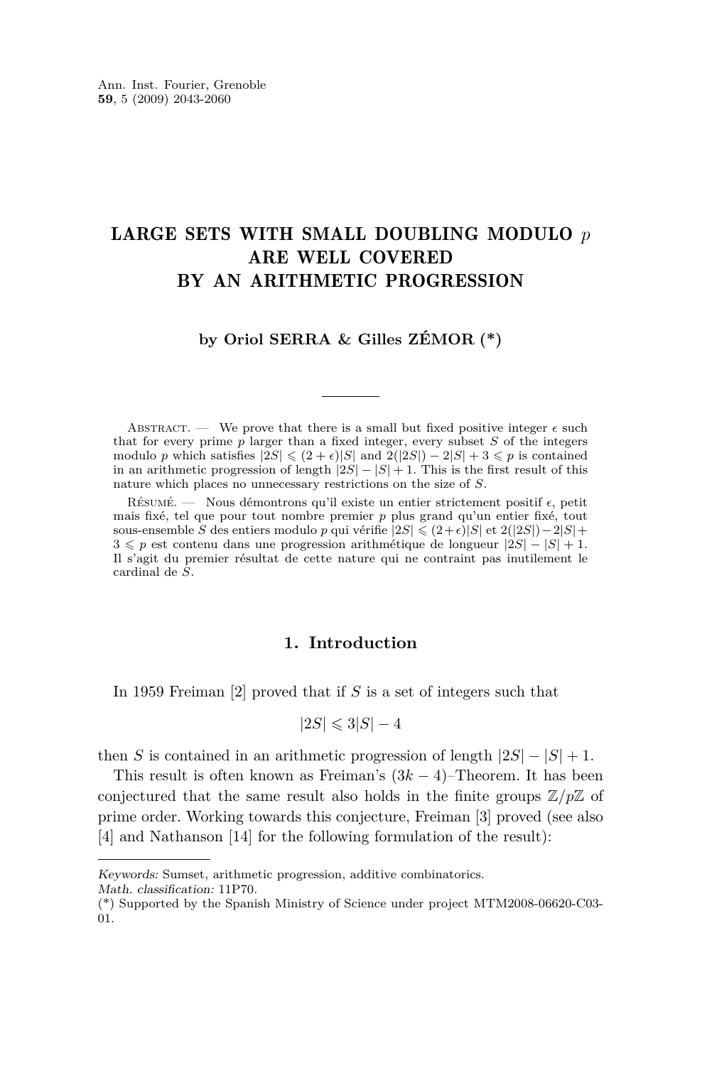# LARGE SETS WITH SMALL DOUBLING MODULO $p$ ARE WELL COVERED BY AN ARITHMETIC PROGRESSION

**by Oriol SERRA & Gilles ZÉMOR (\*)**

Abstract. — We prove that there is a small but fixed positive integer $\epsilon$ such that for every prime $p$ larger than a fixed integer, every subset $S$ of the integers modulo $p$ which satisfies $|2S| \leqslant (2+\epsilon)|S|$ and $2(|2S|) - 2|S| + 3 \leqslant p$ is contained in an arithmetic progression of length $|2S| - |S| + 1$. This is the first result of this nature which places no unnecessary restrictions on the size of $S$.

Résumé. — Nous démontrons qu'il existe un entier strictement positif $\epsilon$, petit mais fixé, tel que pour tout nombre premier $p$ plus grand qu'un entier fixé, tout sous-ensemble $S$ des entiers modulo $p$ qui vérifie $|2S| \leqslant (2+\epsilon)|S|$ et $2(|2S|) - 2|S| + 3 \leqslant p$ est contenu dans une progression arithmétique de longueur $|2S| - |S| + 1$. Il s'agit du premier résultat de cette nature qui ne contraint pas inutilement le cardinal de $S$.

## 1. Introduction

In 1959 Freiman [2] proved that if $S$ is a set of integers such that

$$|2S| \leqslant 3|S| - 4$$

then $S$ is contained in an arithmetic progression of length $|2S| - |S| + 1$.

This result is often known as Freiman's $(3k-4)$–Theorem. It has been conjectured that the same result also holds in the finite groups $\mathbb{Z}/p\mathbb{Z}$ of prime order. Working towards this conjecture, Freiman [3] proved (see also [4] and Nathanson [14] for the following formulation of the result):

*Keywords:* Sumset, arithmetic progression, additive combinatorics.
*Math. classification:* 11P70.
(\*) Supported by the Spanish Ministry of Science under project MTM2008-06620-C03-01.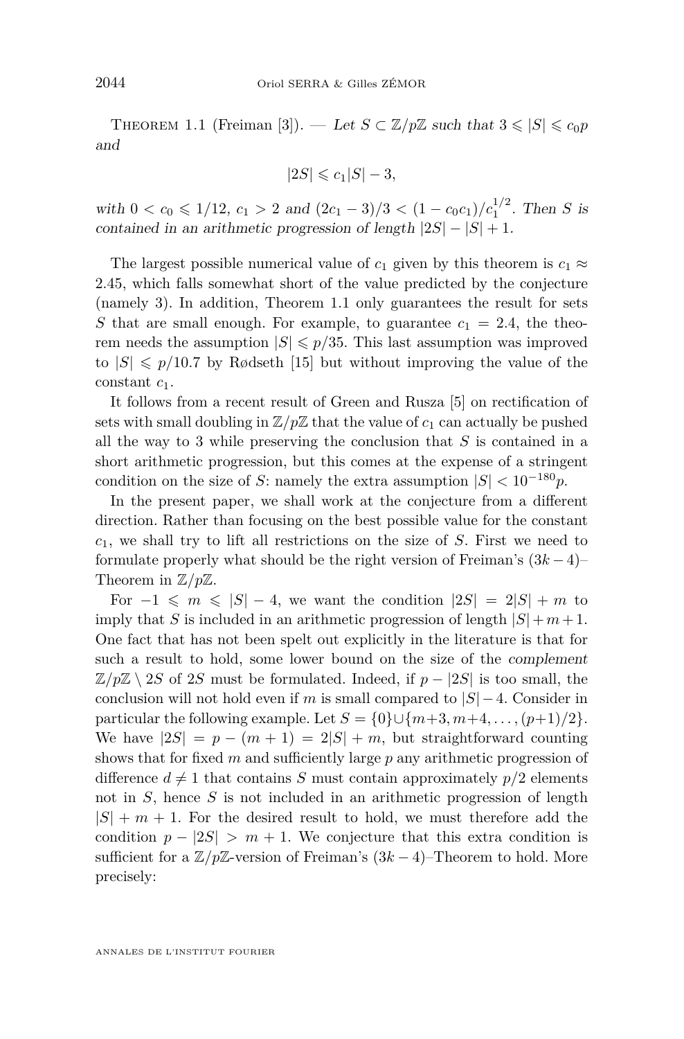Theorem 1.1 (Freiman [3]). — *Let $S \subset \mathbb{Z}/p\mathbb{Z}$ such that $3 \leqslant |S| \leqslant c_0 p$ and*

$$|2S| \leqslant c_1 |S| - 3,$$

*with $0 < c_0 \leqslant 1/12$, $c_1 > 2$ and $(2c_1 - 3)/3 < (1 - c_0 c_1)/c_1^{1/2}$. Then $S$ is contained in an arithmetic progression of length $|2S| - |S| + 1$.*

The largest possible numerical value of $c_1$ given by this theorem is $c_1 \approx 2.45$, which falls somewhat short of the value predicted by the conjecture (namely 3). In addition, Theorem 1.1 only guarantees the result for sets $S$ that are small enough. For example, to guarantee $c_1 = 2.4$, the theorem needs the assumption $|S| \leqslant p/35$. This last assumption was improved to $|S| \leqslant p/10.7$ by Rødseth [15] but without improving the value of the constant $c_1$.

It follows from a recent result of Green and Rusza [5] on rectification of sets with small doubling in $\mathbb{Z}/p\mathbb{Z}$ that the value of $c_1$ can actually be pushed all the way to 3 while preserving the conclusion that $S$ is contained in a short arithmetic progression, but this comes at the expense of a stringent condition on the size of $S$: namely the extra assumption $|S| < 10^{-180}p$.

In the present paper, we shall work at the conjecture from a different direction. Rather than focusing on the best possible value for the constant $c_1$, we shall try to lift all restrictions on the size of $S$. First we need to formulate properly what should be the right version of Freiman's $(3k-4)$–Theorem in $\mathbb{Z}/p\mathbb{Z}$.

For $-1 \leqslant m \leqslant |S| - 4$, we want the condition $|2S| = 2|S| + m$ to imply that $S$ is included in an arithmetic progression of length $|S| + m + 1$. One fact that has not been spelt out explicitly in the literature is that for such a result to hold, some lower bound on the size of the *complement* $\mathbb{Z}/p\mathbb{Z} \setminus 2S$ of $2S$ must be formulated. Indeed, if $p - |2S|$ is too small, the conclusion will not hold even if $m$ is small compared to $|S| - 4$. Consider in particular the following example. Let $S = \{0\} \cup \{m+3, m+4, \ldots, (p+1)/2\}$. We have $|2S| = p - (m+1) = 2|S| + m$, but straightforward counting shows that for fixed $m$ and sufficiently large $p$ any arithmetic progression of difference $d \neq 1$ that contains $S$ must contain approximately $p/2$ elements not in $S$, hence $S$ is not included in an arithmetic progression of length $|S| + m + 1$. For the desired result to hold, we must therefore add the condition $p - |2S| > m + 1$. We conjecture that this extra condition is sufficient for a $\mathbb{Z}/p\mathbb{Z}$-version of Freiman's $(3k-4)$–Theorem to hold. More precisely: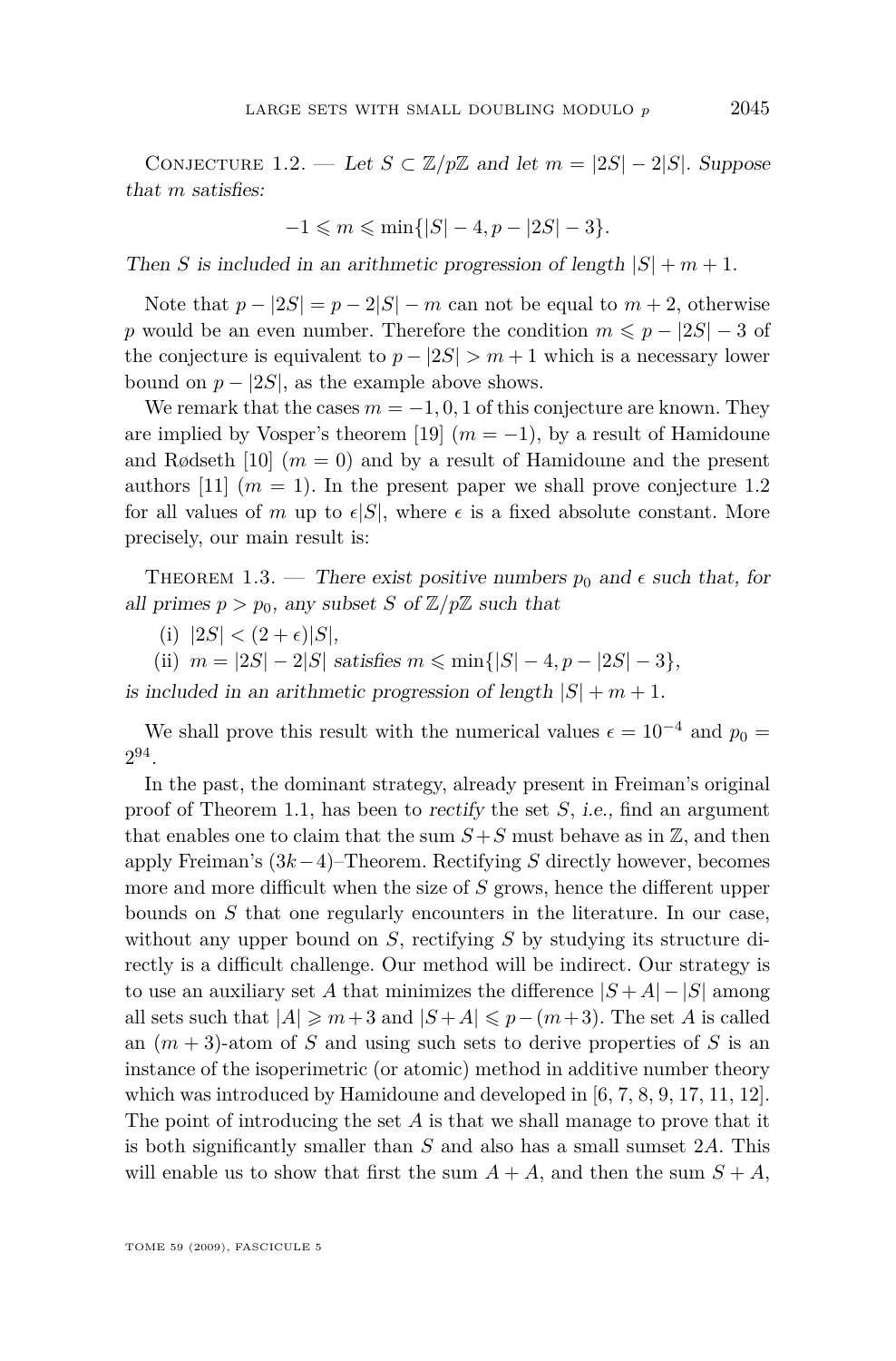Conjecture 1.2. — *Let $S \subset \mathbb{Z}/p\mathbb{Z}$ and let $m = |2S| - 2|S|$. Suppose that $m$ satisfies:*

$$-1 \leqslant m \leqslant \min\{|S| - 4, p - |2S| - 3\}.$$

*Then $S$ is included in an arithmetic progression of length $|S| + m + 1$.*

Note that $p - |2S| = p - 2|S| - m$ can not be equal to $m + 2$, otherwise $p$ would be an even number. Therefore the condition $m \leqslant p - |2S| - 3$ of the conjecture is equivalent to $p - |2S| > m + 1$ which is a necessary lower bound on $p - |2S|$, as the example above shows.

We remark that the cases $m = -1, 0, 1$ of this conjecture are known. They are implied by Vosper's theorem [19] ($m = -1$), by a result of Hamidoune and Rødseth [10] ($m = 0$) and by a result of Hamidoune and the present authors [11] ($m = 1$). In the present paper we shall prove conjecture 1.2 for all values of $m$ up to $\epsilon|S|$, where $\epsilon$ is a fixed absolute constant. More precisely, our main result is:

Theorem 1.3. — *There exist positive numbers $p_0$ and $\epsilon$ such that, for all primes $p > p_0$, any subset $S$ of $\mathbb{Z}/p\mathbb{Z}$ such that*

(i) $|2S| < (2 + \epsilon)|S|$,

(ii) $m = |2S| - 2|S|$ *satisfies* $m \leqslant \min\{|S| - 4, p - |2S| - 3\}$,

*is included in an arithmetic progression of length $|S| + m + 1$.*

We shall prove this result with the numerical values $\epsilon = 10^{-4}$ and $p_0 = 2^{94}$.

In the past, the dominant strategy, already present in Freiman's original proof of Theorem 1.1, has been to *rectify* the set $S$, *i.e.*, find an argument that enables one to claim that the sum $S+S$ must behave as in $\mathbb{Z}$, and then apply Freiman's $(3k-4)$–Theorem. Rectifying $S$ directly however, becomes more and more difficult when the size of $S$ grows, hence the different upper bounds on $S$ that one regularly encounters in the literature. In our case, without any upper bound on $S$, rectifying $S$ by studying its structure directly is a difficult challenge. Our method will be indirect. Our strategy is to use an auxiliary set $A$ that minimizes the difference $|S + A| - |S|$ among all sets such that $|A| \geqslant m + 3$ and $|S + A| \leqslant p - (m + 3)$. The set $A$ is called an $(m + 3)$-atom of $S$ and using such sets to derive properties of $S$ is an instance of the isoperimetric (or atomic) method in additive number theory which was introduced by Hamidoune and developed in [6, 7, 8, 9, 17, 11, 12]. The point of introducing the set $A$ is that we shall manage to prove that it is both significantly smaller than $S$ and also has a small sumset $2A$. This will enable us to show that first the sum $A + A$, and then the sum $S + A$,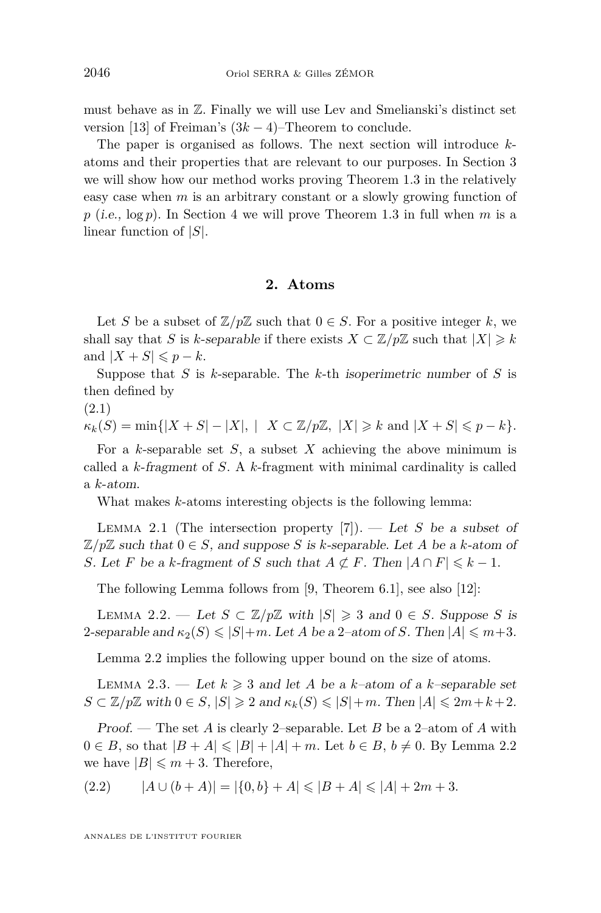must behave as in $\mathbb{Z}$. Finally we will use Lev and Smelianski's distinct set version [13] of Freiman's $(3k-4)$–Theorem to conclude.

The paper is organised as follows. The next section will introduce $k$-atoms and their properties that are relevant to our purposes. In Section 3 we will show how our method works proving Theorem 1.3 in the relatively easy case when $m$ is an arbitrary constant or a slowly growing function of $p$ (*i.e.*, $\log p$). In Section 4 we will prove Theorem 1.3 in full when $m$ is a linear function of $|S|$.

## 2. Atoms

Let $S$ be a subset of $\mathbb{Z}/p\mathbb{Z}$ such that $0 \in S$. For a positive integer $k$, we shall say that $S$ is *k-separable* if there exists $X \subset \mathbb{Z}/p\mathbb{Z}$ such that $|X| \geqslant k$ and $|X+S| \leqslant p-k$.

Suppose that $S$ is $k$-separable. The $k$-th *isoperimetric number* of $S$ is then defined by

(2.1)
$$\kappa_k(S) = \min\{|X+S| - |X|, \mid \ X \subset \mathbb{Z}/p\mathbb{Z},\ |X| \geqslant k \text{ and } |X+S| \leqslant p-k\}.$$

For a $k$-separable set $S$, a subset $X$ achieving the above minimum is called a *k-fragment* of $S$. A $k$-fragment with minimal cardinality is called a *k-atom*.

What makes $k$-atoms interesting objects is the following lemma:

Lemma 2.1 (The intersection property [7]). — *Let $S$ be a subset of $\mathbb{Z}/p\mathbb{Z}$ such that $0 \in S$, and suppose $S$ is $k$-separable. Let $A$ be a $k$-atom of $S$. Let $F$ be a $k$-fragment of $S$ such that $A \not\subset F$. Then $|A \cap F| \leqslant k-1$.*

The following Lemma follows from [9, Theorem 6.1], see also [12]:

Lemma 2.2. — *Let $S \subset \mathbb{Z}/p\mathbb{Z}$ with $|S| \geqslant 3$ and $0 \in S$. Suppose $S$ is 2-separable and $\kappa_2(S) \leqslant |S|+m$. Let $A$ be a 2–atom of $S$. Then $|A| \leqslant m+3$.*

Lemma 2.2 implies the following upper bound on the size of atoms.

Lemma 2.3. — *Let $k \geqslant 3$ and let $A$ be a $k$–atom of a $k$–separable set $S \subset \mathbb{Z}/p\mathbb{Z}$ with $0 \in S$, $|S| \geqslant 2$ and $\kappa_k(S) \leqslant |S|+m$. Then $|A| \leqslant 2m+k+2$.*

*Proof.* — The set $A$ is clearly 2–separable. Let $B$ be a 2–atom of $A$ with $0 \in B$, so that $|B+A| \leqslant |B|+|A|+m$. Let $b \in B$, $b \neq 0$. By Lemma 2.2 we have $|B| \leqslant m+3$. Therefore,

$$|A \cup (b+A)| = |\{0,b\}+A| \leqslant |B+A| \leqslant |A|+2m+3. \tag{2.2}$$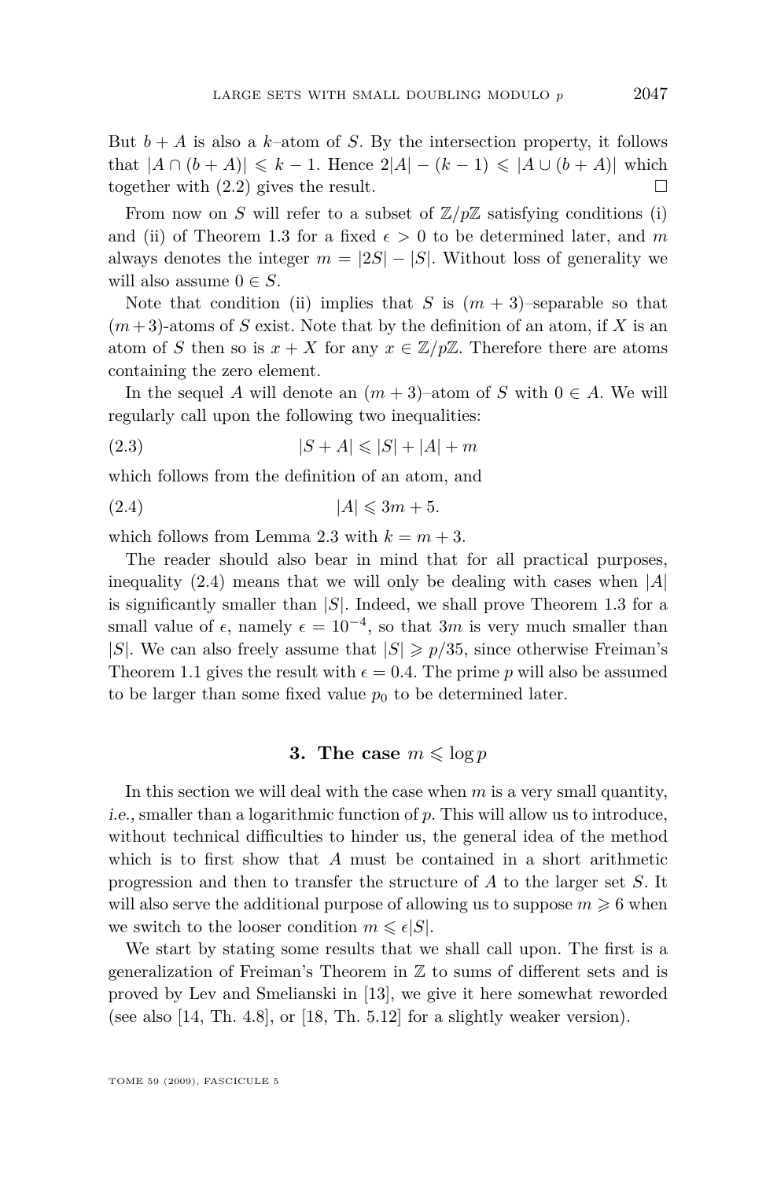But $b + A$ is also a $k$–atom of $S$. By the intersection property, it follows that $|A \cap (b + A)| \leqslant k - 1$. Hence $2|A| - (k - 1) \leqslant |A \cup (b + A)|$ which together with (2.2) gives the result. $\square$

From now on $S$ will refer to a subset of $\mathbb{Z}/p\mathbb{Z}$ satisfying conditions (i) and (ii) of Theorem 1.3 for a fixed $\epsilon > 0$ to be determined later, and $m$ always denotes the integer $m = |2S| - |S|$. Without loss of generality we will also assume $0 \in S$.

Note that condition (ii) implies that $S$ is $(m + 3)$–separable so that $(m+3)$-atoms of $S$ exist. Note that by the definition of an atom, if $X$ is an atom of $S$ then so is $x + X$ for any $x \in \mathbb{Z}/p\mathbb{Z}$. Therefore there are atoms containing the zero element.

In the sequel $A$ will denote an $(m + 3)$–atom of $S$ with $0 \in A$. We will regularly call upon the following two inequalities:

$$|S + A| \leqslant |S| + |A| + m \tag{2.3}$$

which follows from the definition of an atom, and

$$|A| \leqslant 3m + 5. \tag{2.4}$$

which follows from Lemma 2.3 with $k = m + 3$.

The reader should also bear in mind that for all practical purposes, inequality (2.4) means that we will only be dealing with cases when $|A|$ is significantly smaller than $|S|$. Indeed, we shall prove Theorem 1.3 for a small value of $\epsilon$, namely $\epsilon = 10^{-4}$, so that $3m$ is very much smaller than $|S|$. We can also freely assume that $|S| \geqslant p/35$, since otherwise Freiman's Theorem 1.1 gives the result with $\epsilon = 0.4$. The prime $p$ will also be assumed to be larger than some fixed value $p_0$ to be determined later.

## 3. The case $m \leqslant \log p$

In this section we will deal with the case when $m$ is a very small quantity, *i.e.,* smaller than a logarithmic function of $p$. This will allow us to introduce, without technical difficulties to hinder us, the general idea of the method which is to first show that $A$ must be contained in a short arithmetic progression and then to transfer the structure of $A$ to the larger set $S$. It will also serve the additional purpose of allowing us to suppose $m \geqslant 6$ when we switch to the looser condition $m \leqslant \epsilon|S|$.

We start by stating some results that we shall call upon. The first is a generalization of Freiman's Theorem in $\mathbb{Z}$ to sums of different sets and is proved by Lev and Smelianski in [13], we give it here somewhat reworded (see also [14, Th. 4.8], or [18, Th. 5.12] for a slightly weaker version).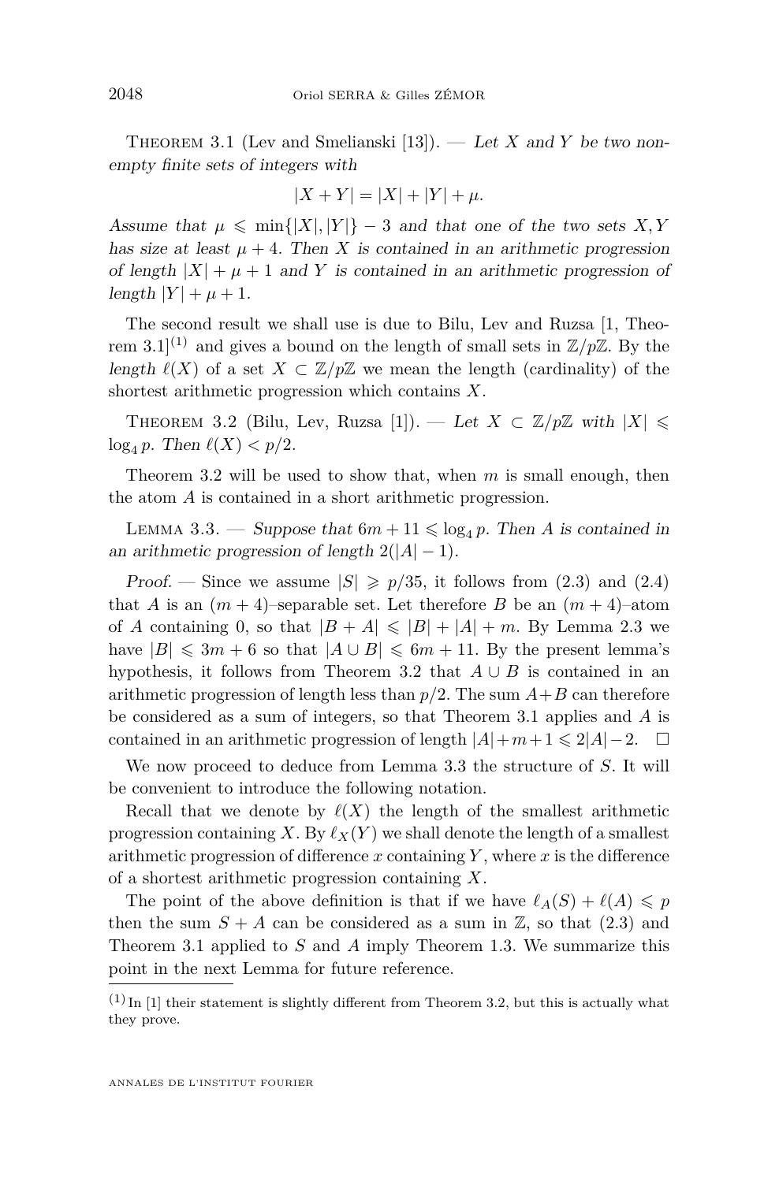Theorem 3.1 (Lev and Smelianski [13]). — *Let $X$ and $Y$ be two non-empty finite sets of integers with*

$$|X+Y| = |X| + |Y| + \mu.$$

*Assume that $\mu \leqslant \min\{|X|, |Y|\} - 3$ and that one of the two sets $X, Y$ has size at least $\mu + 4$. Then $X$ is contained in an arithmetic progression of length $|X| + \mu + 1$ and $Y$ is contained in an arithmetic progression of length $|Y| + \mu + 1$.*

The second result we shall use is due to Bilu, Lev and Ruzsa [1, Theorem 3.1][(1)] and gives a bound on the length of small sets in $\mathbb{Z}/p\mathbb{Z}$. By the *length* $\ell(X)$ of a set $X \subset \mathbb{Z}/p\mathbb{Z}$ we mean the length (cardinality) of the shortest arithmetic progression which contains $X$.

Theorem 3.2 (Bilu, Lev, Ruzsa [1]). — *Let $X \subset \mathbb{Z}/p\mathbb{Z}$ with $|X| \leqslant \log_4 p$. Then $\ell(X) < p/2$.*

Theorem 3.2 will be used to show that, when $m$ is small enough, then the atom $A$ is contained in a short arithmetic progression.

Lemma 3.3. — *Suppose that $6m + 11 \leqslant \log_4 p$. Then $A$ is contained in an arithmetic progression of length $2(|A| - 1)$.*

*Proof.* — Since we assume $|S| \geqslant p/35$, it follows from (2.3) and (2.4) that $A$ is an $(m+4)$–separable set. Let therefore $B$ be an $(m+4)$–atom of $A$ containing 0, so that $|B + A| \leqslant |B| + |A| + m$. By Lemma 2.3 we have $|B| \leqslant 3m + 6$ so that $|A \cup B| \leqslant 6m + 11$. By the present lemma's hypothesis, it follows from Theorem 3.2 that $A \cup B$ is contained in an arithmetic progression of length less than $p/2$. The sum $A + B$ can therefore be considered as a sum of integers, so that Theorem 3.1 applies and $A$ is contained in an arithmetic progression of length $|A| + m + 1 \leqslant 2|A| - 2$. $\square$

We now proceed to deduce from Lemma 3.3 the structure of $S$. It will be convenient to introduce the following notation.

Recall that we denote by $\ell(X)$ the length of the smallest arithmetic progression containing $X$. By $\ell_X(Y)$ we shall denote the length of a smallest arithmetic progression of difference $x$ containing $Y$, where $x$ is the difference of a shortest arithmetic progression containing $X$.

The point of the above definition is that if we have $\ell_A(S) + \ell(A) \leqslant p$ then the sum $S + A$ can be considered as a sum in $\mathbb{Z}$, so that (2.3) and Theorem 3.1 applied to $S$ and $A$ imply Theorem 1.3. We summarize this point in the next Lemma for future reference.

(1) In [1] their statement is slightly different from Theorem 3.2, but this is actually what they prove.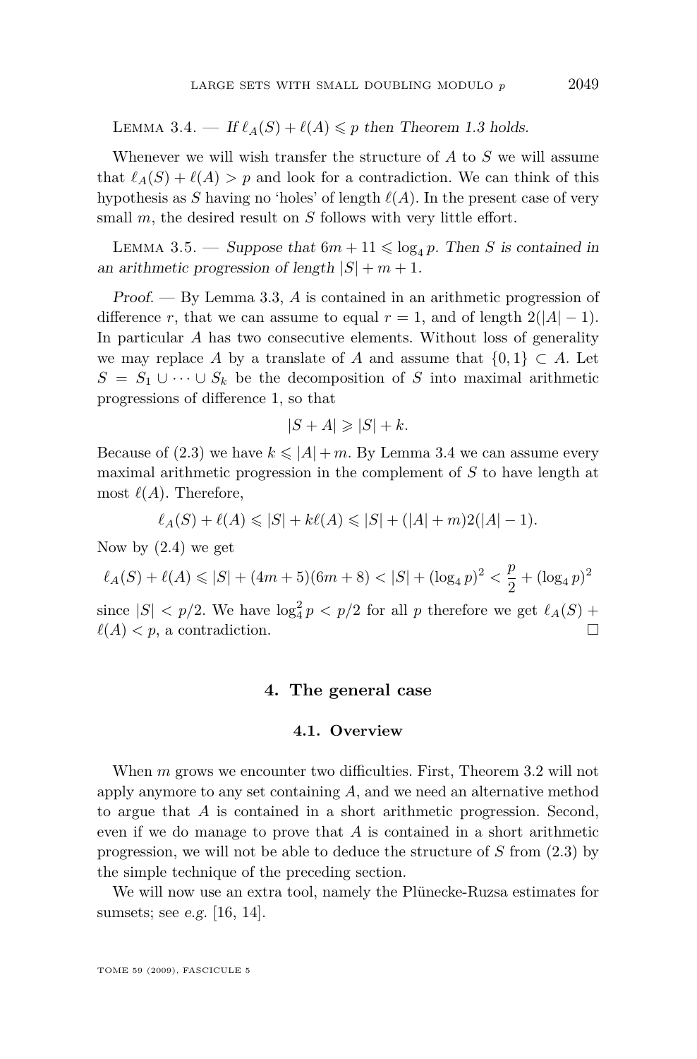Lemma 3.4. — *If $\ell_A(S) + \ell(A) \leqslant p$ then Theorem 1.3 holds.*

Whenever we will wish transfer the structure of $A$ to $S$ we will assume that $\ell_A(S) + \ell(A) > p$ and look for a contradiction. We can think of this hypothesis as $S$ having no 'holes' of length $\ell(A)$. In the present case of very small $m$, the desired result on $S$ follows with very little effort.

Lemma 3.5. — *Suppose that $6m + 11 \leqslant \log_4 p$. Then $S$ is contained in an arithmetic progression of length $|S| + m + 1$.*

*Proof.* — By Lemma 3.3, $A$ is contained in an arithmetic progression of difference $r$, that we can assume to equal $r = 1$, and of length $2(|A| - 1)$. In particular $A$ has two consecutive elements. Without loss of generality we may replace $A$ by a translate of $A$ and assume that $\{0, 1\} \subset A$. Let $S = S_1 \cup \cdots \cup S_k$ be the decomposition of $S$ into maximal arithmetic progressions of difference 1, so that

$$|S + A| \geqslant |S| + k.$$

Because of (2.3) we have $k \leqslant |A| + m$. By Lemma 3.4 we can assume every maximal arithmetic progression in the complement of $S$ to have length at most $\ell(A)$. Therefore,

$$\ell_A(S) + \ell(A) \leqslant |S| + k\ell(A) \leqslant |S| + (|A| + m)2(|A| - 1).$$

Now by (2.4) we get

$$\ell_A(S) + \ell(A) \leqslant |S| + (4m + 5)(6m + 8) < |S| + (\log_4 p)^2 < \frac{p}{2} + (\log_4 p)^2$$

since $|S| < p/2$. We have $\log_4^2 p < p/2$ for all $p$ therefore we get $\ell_A(S) + \ell(A) < p$, a contradiction. □

## 4. The general case

### 4.1. Overview

When $m$ grows we encounter two difficulties. First, Theorem 3.2 will not apply anymore to any set containing $A$, and we need an alternative method to argue that $A$ is contained in a short arithmetic progression. Second, even if we do manage to prove that $A$ is contained in a short arithmetic progression, we will not be able to deduce the structure of $S$ from (2.3) by the simple technique of the preceding section.

We will now use an extra tool, namely the Plünecke-Ruzsa estimates for sumsets; see *e.g.* [16, 14].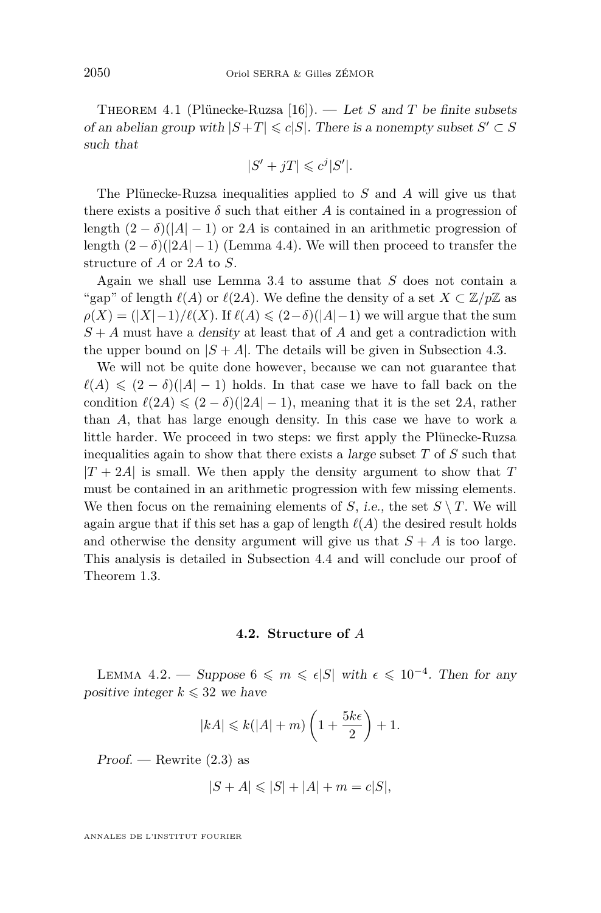Theorem 4.1 (Plünecke-Ruzsa [16]). — *Let $S$ and $T$ be finite subsets of an abelian group with $|S+T| \leqslant c|S|$. There is a nonempty subset $S' \subset S$ such that*

$$|S' + jT| \leqslant c^j |S'|.$$

The Plünecke-Ruzsa inequalities applied to $S$ and $A$ will give us that there exists a positive $\delta$ such that either $A$ is contained in a progression of length $(2-\delta)(|A|-1)$ or $2A$ is contained in an arithmetic progression of length $(2-\delta)(|2A|-1)$ (Lemma 4.4). We will then proceed to transfer the structure of $A$ or $2A$ to $S$.

Again we shall use Lemma 3.4 to assume that $S$ does not contain a "gap" of length $\ell(A)$ or $\ell(2A)$. We define the density of a set $X \subset \mathbb{Z}/p\mathbb{Z}$ as $\rho(X) = (|X|-1)/\ell(X)$. If $\ell(A) \leqslant (2-\delta)(|A|-1)$ we will argue that the sum $S+A$ must have a *density* at least that of $A$ and get a contradiction with the upper bound on $|S+A|$. The details will be given in Subsection 4.3.

We will not be quite done however, because we can not guarantee that $\ell(A) \leqslant (2-\delta)(|A|-1)$ holds. In that case we have to fall back on the condition $\ell(2A) \leqslant (2-\delta)(|2A|-1)$, meaning that it is the set $2A$, rather than $A$, that has large enough density. In this case we have to work a little harder. We proceed in two steps: we first apply the Plünecke-Ruzsa inequalities again to show that there exists a *large* subset $T$ of $S$ such that $|T+2A|$ is small. We then apply the density argument to show that $T$ must be contained in an arithmetic progression with few missing elements. We then focus on the remaining elements of $S$, *i.e.*, the set $S \setminus T$. We will again argue that if this set has a gap of length $\ell(A)$ the desired result holds and otherwise the density argument will give us that $S+A$ is too large. This analysis is detailed in Subsection 4.4 and will conclude our proof of Theorem 1.3.

### 4.2. Structure of $A$

Lemma 4.2. — *Suppose $6 \leqslant m \leqslant \epsilon|S|$ with $\epsilon \leqslant 10^{-4}$. Then for any positive integer $k \leqslant 32$ we have*

$$|kA| \leqslant k(|A|+m)\left(1 + \frac{5k\epsilon}{2}\right) + 1.$$

*Proof.* — Rewrite (2.3) as

$$|S+A| \leqslant |S| + |A| + m = c|S|,$$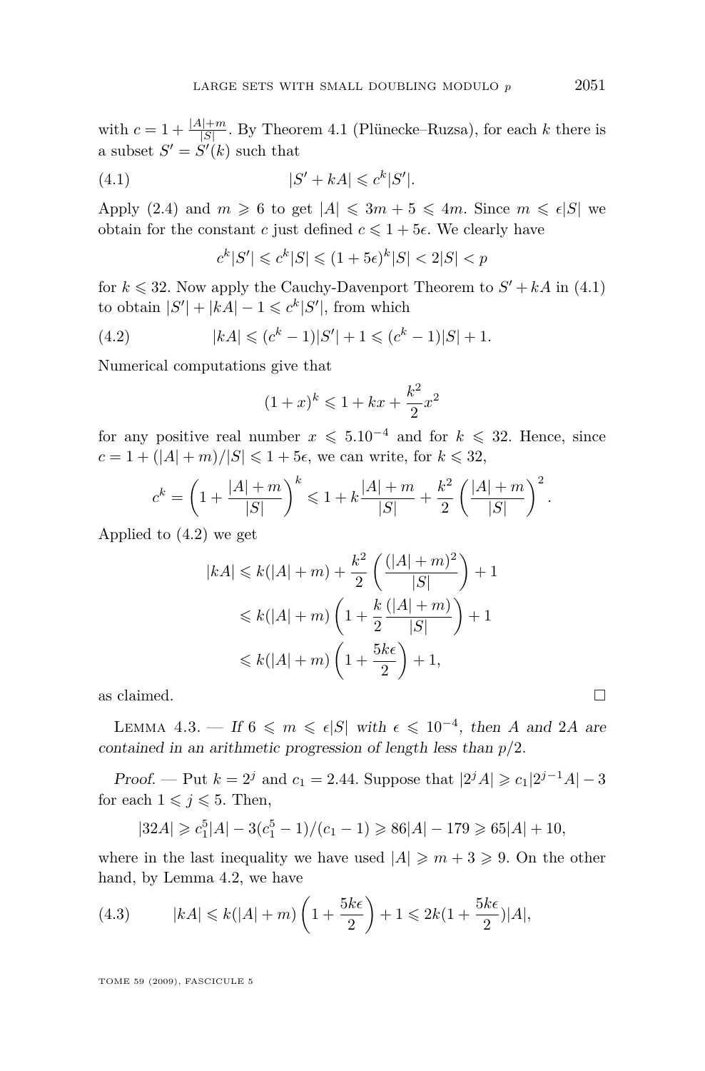with $c = 1 + \frac{|A|+m}{|S|}$. By Theorem 4.1 (Plünecke–Ruzsa), for each $k$ there is a subset $S' = S'(k)$ such that

$$|S' + kA| \leqslant c^k |S'|. \tag{4.1}$$

Apply (2.4) and $m \geqslant 6$ to get $|A| \leqslant 3m + 5 \leqslant 4m$. Since $m \leqslant \epsilon|S|$ we obtain for the constant $c$ just defined $c \leqslant 1 + 5\epsilon$. We clearly have

$$c^k|S'| \leqslant c^k|S| \leqslant (1+5\epsilon)^k|S| < 2|S| < p$$

for $k \leqslant 32$. Now apply the Cauchy-Davenport Theorem to $S' + kA$ in (4.1) to obtain $|S'| + |kA| - 1 \leqslant c^k|S'|$, from which

$$|kA| \leqslant (c^k - 1)|S'| + 1 \leqslant (c^k - 1)|S| + 1. \tag{4.2}$$

Numerical computations give that

$$(1+x)^k \leqslant 1 + kx + \frac{k^2}{2}x^2$$

for any positive real number $x \leqslant 5.10^{-4}$ and for $k \leqslant 32$. Hence, since $c = 1 + (|A| + m)/|S| \leqslant 1 + 5\epsilon$, we can write, for $k \leqslant 32$,

$$c^k = \left(1 + \frac{|A|+m}{|S|}\right)^k \leqslant 1 + k\frac{|A|+m}{|S|} + \frac{k^2}{2}\left(\frac{|A|+m}{|S|}\right)^2.$$

Applied to (4.2) we get

$$\begin{aligned}
|kA| &\leqslant k(|A|+m) + \frac{k^2}{2}\left(\frac{(|A|+m)^2}{|S|}\right) + 1 \\
&\leqslant k(|A|+m)\left(1 + \frac{k}{2}\frac{(|A|+m)}{|S|}\right) + 1 \\
&\leqslant k(|A|+m)\left(1 + \frac{5k\epsilon}{2}\right) + 1,
\end{aligned}$$

as claimed. $\square$

Lemma 4.3. — *If $6 \leqslant m \leqslant \epsilon|S|$ with $\epsilon \leqslant 10^{-4}$, then $A$ and $2A$ are contained in an arithmetic progression of length less than $p/2$.*

*Proof.* — Put $k = 2^j$ and $c_1 = 2.44$. Suppose that $|2^jA| \geqslant c_1|2^{j-1}A| - 3$ for each $1 \leqslant j \leqslant 5$. Then,

$$|32A| \geqslant c_1^5|A| - 3(c_1^5 - 1)/(c_1 - 1) \geqslant 86|A| - 179 \geqslant 65|A| + 10,$$

where in the last inequality we have used $|A| \geqslant m + 3 \geqslant 9$. On the other hand, by Lemma 4.2, we have

$$|kA| \leqslant k(|A|+m)\left(1 + \frac{5k\epsilon}{2}\right) + 1 \leqslant 2k(1 + \frac{5k\epsilon}{2})|A|, \tag{4.3}$$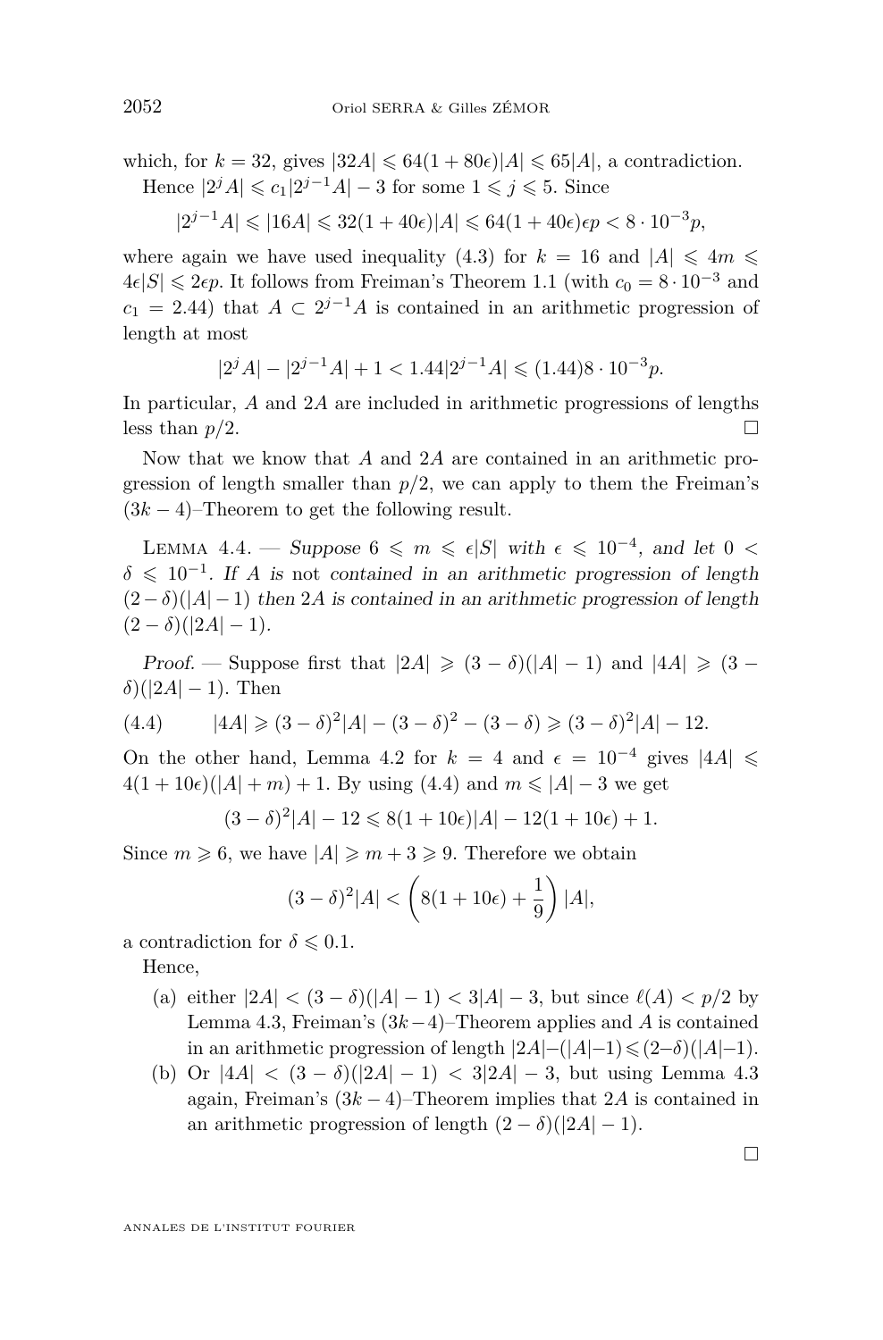which, for $k = 32$, gives $|32A| \leqslant 64(1 + 80\epsilon)|A| \leqslant 65|A|$, a contradiction.

Hence $|2^jA| \leqslant c_1|2^{j-1}A| - 3$ for some $1 \leqslant j \leqslant 5$. Since

$$|2^{j-1}A| \leqslant |16A| \leqslant 32(1 + 40\epsilon)|A| \leqslant 64(1 + 40\epsilon)\epsilon p < 8 \cdot 10^{-3}p,$$

where again we have used inequality (4.3) for $k = 16$ and $|A| \leqslant 4m \leqslant 4\epsilon|S| \leqslant 2\epsilon p$. It follows from Freiman's Theorem 1.1 (with $c_0 = 8 \cdot 10^{-3}$ and $c_1 = 2.44$) that $A \subset 2^{j-1}A$ is contained in an arithmetic progression of length at most

$$|2^jA| - |2^{j-1}A| + 1 < 1.44|2^{j-1}A| \leqslant (1.44)8 \cdot 10^{-3}p.$$

In particular, $A$ and $2A$ are included in arithmetic progressions of lengths less than $p/2$. □

Now that we know that $A$ and $2A$ are contained in an arithmetic progression of length smaller than $p/2$, we can apply to them the Freiman's $(3k - 4)$–Theorem to get the following result.

Lemma 4.4. — *Suppose $6 \leqslant m \leqslant \epsilon|S|$ with $\epsilon \leqslant 10^{-4}$, and let $0 < \delta \leqslant 10^{-1}$. If $A$ is* not *contained in an arithmetic progression of length $(2-\delta)(|A|-1)$ then $2A$ is contained in an arithmetic progression of length $(2 - \delta)(|2A| - 1)$.*

*Proof.* — Suppose first that $|2A| \geqslant (3 - \delta)(|A| - 1)$ and $|4A| \geqslant (3 - \delta)(|2A| - 1)$. Then

$$|4A| \geqslant (3 - \delta)^2|A| - (3 - \delta)^2 - (3 - \delta) \geqslant (3 - \delta)^2|A| - 12. \tag{4.4}$$

On the other hand, Lemma 4.2 for $k = 4$ and $\epsilon = 10^{-4}$ gives $|4A| \leqslant 4(1 + 10\epsilon)(|A| + m) + 1$. By using (4.4) and $m \leqslant |A| - 3$ we get

$$(3 - \delta)^2|A| - 12 \leqslant 8(1 + 10\epsilon)|A| - 12(1 + 10\epsilon) + 1.$$

Since $m \geqslant 6$, we have $|A| \geqslant m + 3 \geqslant 9$. Therefore we obtain

$$(3 - \delta)^2|A| < \left(8(1 + 10\epsilon) + \frac{1}{9}\right)|A|,$$

a contradiction for $\delta \leqslant 0.1$.

Hence,

(a) either $|2A| < (3 - \delta)(|A| - 1) < 3|A| - 3$, but since $\ell(A) < p/2$ by Lemma 4.3, Freiman's $(3k-4)$–Theorem applies and $A$ is contained in an arithmetic progression of length $|2A|-(|A|-1) \leqslant (2-\delta)(|A|-1)$.

(b) Or $|4A| < (3 - \delta)(|2A| - 1) < 3|2A| - 3$, but using Lemma 4.3 again, Freiman's $(3k - 4)$–Theorem implies that $2A$ is contained in an arithmetic progression of length $(2 - \delta)(|2A| - 1)$.

□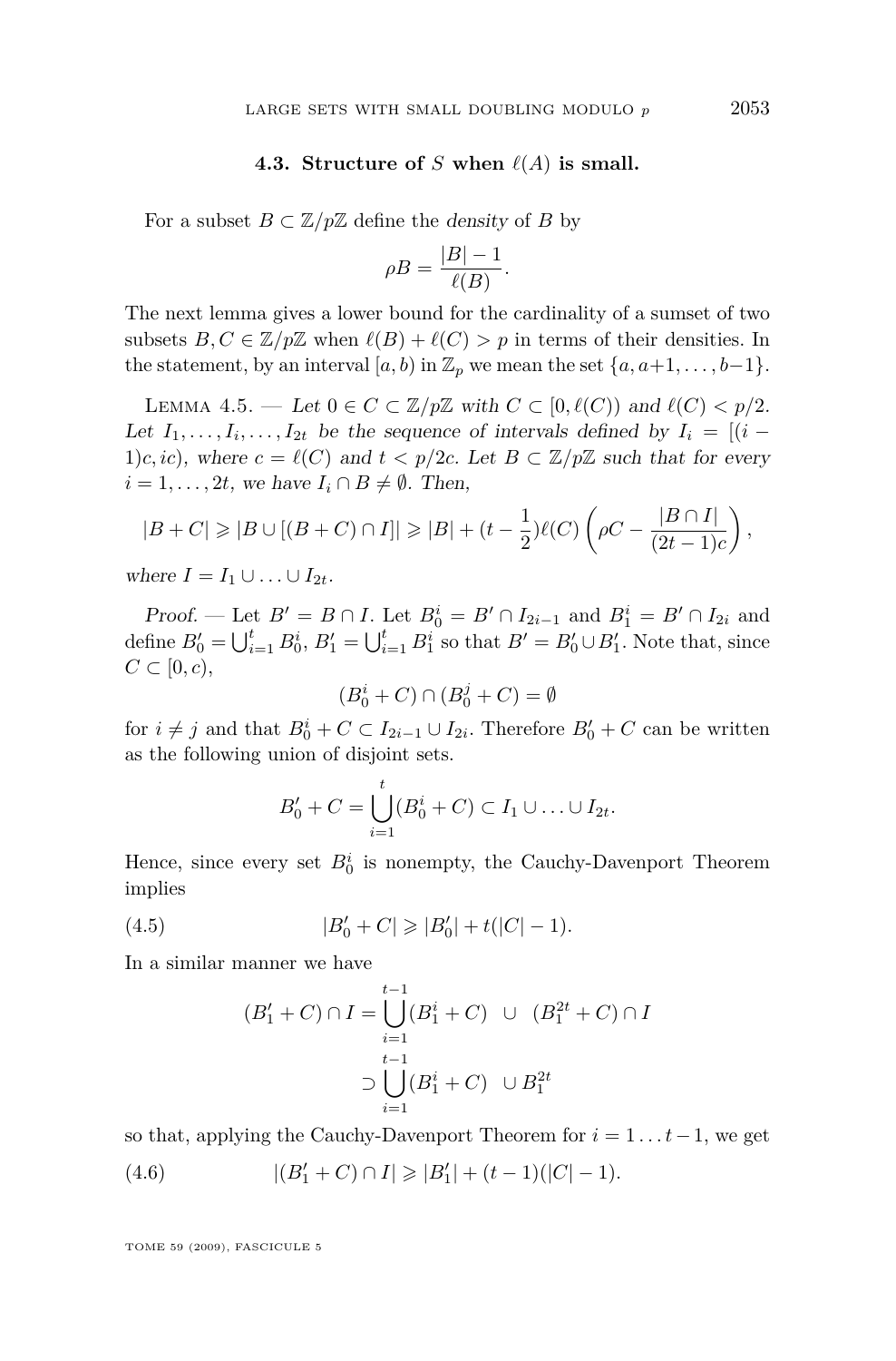### 4.3. Structure of $S$ when $\ell(A)$ is small.

For a subset $B \subset \mathbb{Z}/p\mathbb{Z}$ define the *density* of $B$ by

$$\rho B = \frac{|B|-1}{\ell(B)}.$$

The next lemma gives a lower bound for the cardinality of a sumset of two subsets $B, C \in \mathbb{Z}/p\mathbb{Z}$ when $\ell(B)+\ell(C) > p$ in terms of their densities. In the statement, by an interval $[a,b)$ in $\mathbb{Z}_p$ we mean the set $\{a, a+1, \ldots, b-1\}$.

Lemma 4.5. — *Let $0 \in C \subset \mathbb{Z}/p\mathbb{Z}$ with $C \subset [0, \ell(C))$ and $\ell(C) < p/2$. Let $I_1, \ldots, I_i, \ldots, I_{2t}$ be the sequence of intervals defined by $I_i = [(i-1)c, ic)$, where $c = \ell(C)$ and $t < p/2c$. Let $B \subset \mathbb{Z}/p\mathbb{Z}$ such that for every $i = 1, \ldots, 2t$, we have $I_i \cap B \neq \emptyset$. Then,*

$$|B+C| \geqslant |B \cup [(B+C)\cap I]| \geqslant |B| + (t-\frac{1}{2})\ell(C)\left(\rho C - \frac{|B\cap I|}{(2t-1)c}\right),$$

*where $I = I_1 \cup \ldots \cup I_{2t}$.*

*Proof.* — Let $B' = B \cap I$. Let $B_0^i = B' \cap I_{2i-1}$ and $B_1^i = B' \cap I_{2i}$ and define $B_0' = \bigcup_{i=1}^t B_0^i$, $B_1' = \bigcup_{i=1}^t B_1^i$ so that $B' = B_0' \cup B_1'$. Note that, since $C \subset [0,c)$,

$$(B_0^i + C) \cap (B_0^j + C) = \emptyset$$

for $i \neq j$ and that $B_0^i + C \subset I_{2i-1} \cup I_{2i}$. Therefore $B_0' + C$ can be written as the following union of disjoint sets.

$$B_0' + C = \bigcup_{i=1}^t (B_0^i + C) \subset I_1 \cup \ldots \cup I_{2t}.$$

Hence, since every set $B_0^i$ is nonempty, the Cauchy-Davenport Theorem implies

$$|B_0' + C| \geqslant |B_0'| + t(|C|-1). \tag{4.5}$$

In a similar manner we have

$$\begin{aligned}(B_1' + C) \cap I &= \bigcup_{i=1}^{t-1} (B_1^i + C) \quad \cup \quad (B_1^{2t} + C) \cap I \\ &\supset \bigcup_{i=1}^{t-1} (B_1^i + C) \quad \cup B_1^{2t}\end{aligned}$$

so that, applying the Cauchy-Davenport Theorem for $i = 1 \ldots t-1$, we get

$$|(B_1' + C) \cap I| \geqslant |B_1'| + (t-1)(|C|-1). \tag{4.6}$$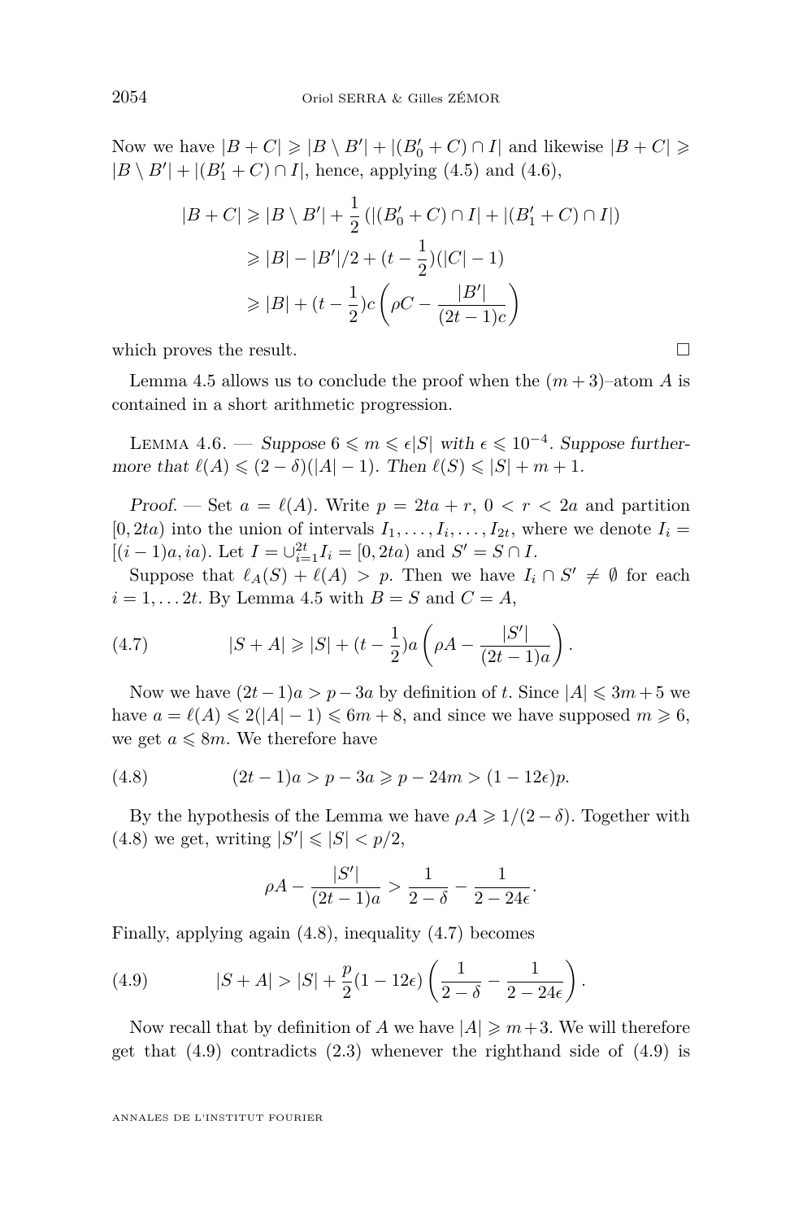Now we have $|B+C| \geqslant |B \setminus B'| + |(B_0' + C) \cap I|$ and likewise $|B+C| \geqslant |B \setminus B'| + |(B_1' + C) \cap I|$, hence, applying (4.5) and (4.6),

$$
\begin{aligned}
|B+C| &\geqslant |B \setminus B'| + \frac{1}{2}\left(|(B_0' + C) \cap I| + |(B_1' + C) \cap I|\right) \\
&\geqslant |B| - |B'|/2 + (t - \frac{1}{2})(|C| - 1) \\
&\geqslant |B| + (t - \frac{1}{2})c\left(\rho C - \frac{|B'|}{(2t-1)c}\right)
\end{aligned}
$$

which proves the result. $\square$

Lemma 4.5 allows us to conclude the proof when the $(m+3)$–atom $A$ is contained in a short arithmetic progression.

Lemma 4.6. — *Suppose $6 \leqslant m \leqslant \epsilon|S|$ with $\epsilon \leqslant 10^{-4}$. Suppose furthermore that $\ell(A) \leqslant (2-\delta)(|A|-1)$. Then $\ell(S) \leqslant |S| + m + 1$.*

*Proof.* — Set $a = \ell(A)$. Write $p = 2ta + r$, $0 < r < 2a$ and partition $[0, 2ta)$ into the union of intervals $I_1, \ldots, I_i, \ldots, I_{2t}$, where we denote $I_i = [(i-1)a, ia)$. Let $I = \cup_{i=1}^{2t} I_i = [0, 2ta)$ and $S' = S \cap I$.

Suppose that $\ell_A(S) + \ell(A) > p$. Then we have $I_i \cap S' \neq \emptyset$ for each $i = 1, \ldots 2t$. By Lemma 4.5 with $B = S$ and $C = A$,

$$
|S + A| \geqslant |S| + (t - \frac{1}{2})a\left(\rho A - \frac{|S'|}{(2t-1)a}\right). \tag{4.7}
$$

Now we have $(2t-1)a > p - 3a$ by definition of $t$. Since $|A| \leqslant 3m+5$ we have $a = \ell(A) \leqslant 2(|A|-1) \leqslant 6m+8$, and since we have supposed $m \geqslant 6$, we get $a \leqslant 8m$. We therefore have

$$
(2t-1)a > p - 3a \geqslant p - 24m > (1 - 12\epsilon)p. \tag{4.8}
$$

By the hypothesis of the Lemma we have $\rho A \geqslant 1/(2-\delta)$. Together with (4.8) we get, writing $|S'| \leqslant |S| < p/2$,

$$
\rho A - \frac{|S'|}{(2t-1)a} > \frac{1}{2-\delta} - \frac{1}{2 - 24\epsilon}.
$$

Finally, applying again (4.8), inequality (4.7) becomes

$$
|S + A| > |S| + \frac{p}{2}(1 - 12\epsilon)\left(\frac{1}{2-\delta} - \frac{1}{2-24\epsilon}\right). \tag{4.9}
$$

Now recall that by definition of $A$ we have $|A| \geqslant m+3$. We will therefore get that (4.9) contradicts (2.3) whenever the righthand side of (4.9) is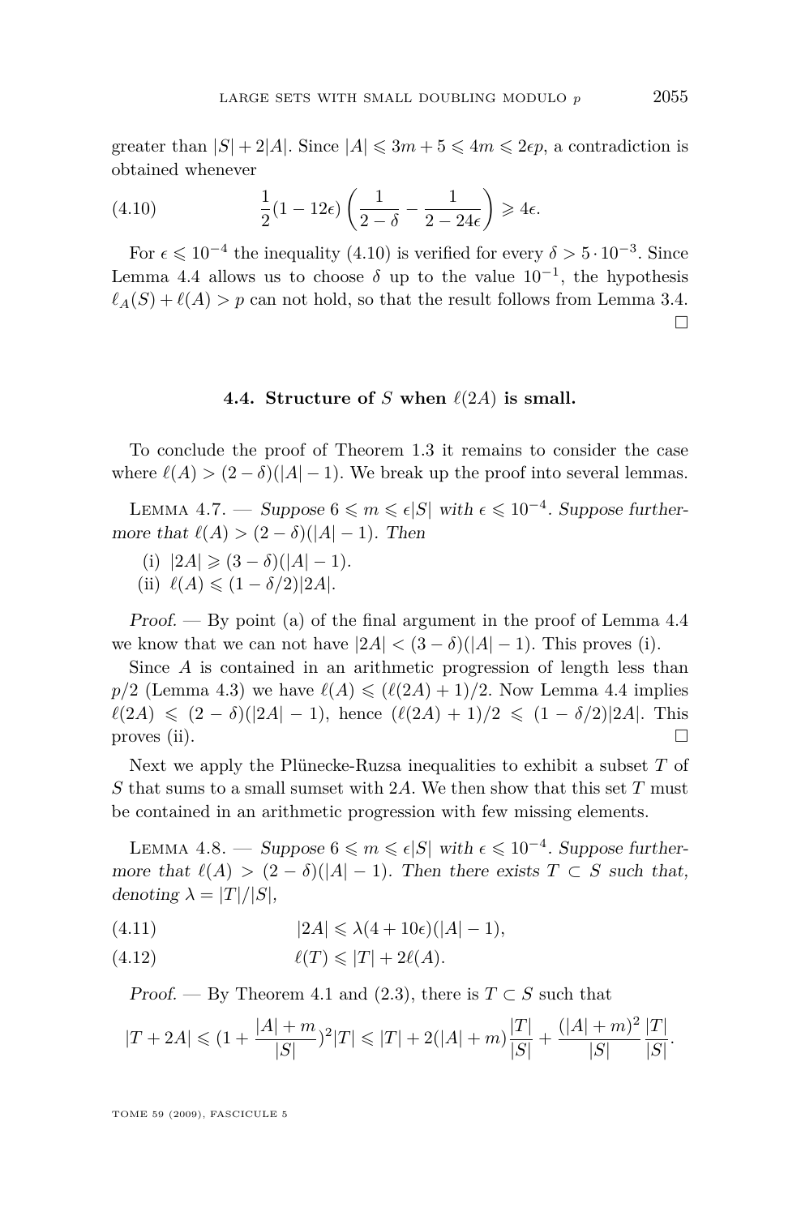greater than $|S| + 2|A|$. Since $|A| \leqslant 3m + 5 \leqslant 4m \leqslant 2\epsilon p$, a contradiction is obtained whenever

$$\frac{1}{2}(1 - 12\epsilon)\left(\frac{1}{2-\delta} - \frac{1}{2-24\epsilon}\right) \geqslant 4\epsilon. \tag{4.10}$$

For $\epsilon \leqslant 10^{-4}$ the inequality (4.10) is verified for every $\delta > 5 \cdot 10^{-3}$. Since Lemma 4.4 allows us to choose $\delta$ up to the value $10^{-1}$, the hypothesis $\ell_A(S) + \ell(A) > p$ can not hold, so that the result follows from Lemma 3.4. □

### 4.4. Structure of $S$ when $\ell(2A)$ is small.

To conclude the proof of Theorem 1.3 it remains to consider the case where $\ell(A) > (2 - \delta)(|A| - 1)$. We break up the proof into several lemmas.

Lemma 4.7. — *Suppose $6 \leqslant m \leqslant \epsilon|S|$ with $\epsilon \leqslant 10^{-4}$. Suppose furthermore that $\ell(A) > (2 - \delta)(|A| - 1)$. Then*

(i) $|2A| \geqslant (3 - \delta)(|A| - 1)$.

(ii) $\ell(A) \leqslant (1 - \delta/2)|2A|$.

*Proof.* — By point (a) of the final argument in the proof of Lemma 4.4 we know that we can not have $|2A| < (3 - \delta)(|A| - 1)$. This proves (i).

Since $A$ is contained in an arithmetic progression of length less than $p/2$ (Lemma 4.3) we have $\ell(A) \leqslant (\ell(2A) + 1)/2$. Now Lemma 4.4 implies $\ell(2A) \leqslant (2 - \delta)(|2A| - 1)$, hence $(\ell(2A) + 1)/2 \leqslant (1 - \delta/2)|2A|$. This proves (ii). □

Next we apply the Plünecke-Ruzsa inequalities to exhibit a subset $T$ of $S$ that sums to a small sumset with $2A$. We then show that this set $T$ must be contained in an arithmetic progression with few missing elements.

Lemma 4.8. — *Suppose $6 \leqslant m \leqslant \epsilon|S|$ with $\epsilon \leqslant 10^{-4}$. Suppose furthermore that $\ell(A) > (2 - \delta)(|A| - 1)$. Then there exists $T \subset S$ such that, denoting $\lambda = |T|/|S|$,*

$$|2A| \leqslant \lambda(4 + 10\epsilon)(|A| - 1), \tag{4.11}$$

$$\ell(T) \leqslant |T| + 2\ell(A). \tag{4.12}$$

*Proof.* — By Theorem 4.1 and (2.3), there is $T \subset S$ such that

$$|T + 2A| \leqslant (1 + \frac{|A| + m}{|S|})^2|T| \leqslant |T| + 2(|A| + m)\frac{|T|}{|S|} + \frac{(|A| + m)^2}{|S|}\frac{|T|}{|S|}.$$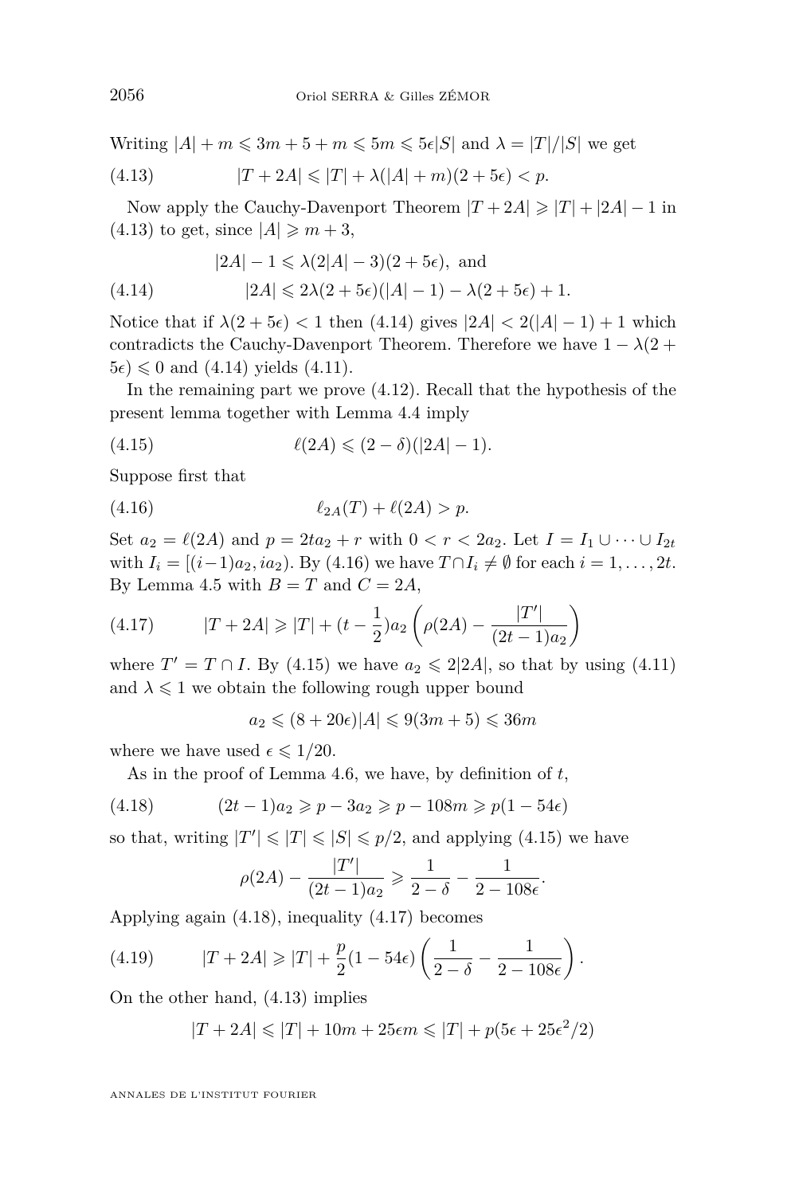Writing $|A| + m \leqslant 3m + 5 + m \leqslant 5m \leqslant 5\epsilon|S|$ and $\lambda = |T|/|S|$ we get

$$|T + 2A| \leqslant |T| + \lambda(|A| + m)(2 + 5\epsilon) < p. \tag{4.13}$$

Now apply the Cauchy-Davenport Theorem $|T + 2A| \geqslant |T| + |2A| - 1$ in (4.13) to get, since $|A| \geqslant m + 3$,

$$|2A| - 1 \leqslant \lambda(2|A| - 3)(2 + 5\epsilon), \text{ and}$$

$$|2A| \leqslant 2\lambda(2 + 5\epsilon)(|A| - 1) - \lambda(2 + 5\epsilon) + 1. \tag{4.14}$$

Notice that if $\lambda(2 + 5\epsilon) < 1$ then (4.14) gives $|2A| < 2(|A| - 1) + 1$ which contradicts the Cauchy-Davenport Theorem. Therefore we have $1 - \lambda(2 + 5\epsilon) \leqslant 0$ and (4.14) yields (4.11).

In the remaining part we prove (4.12). Recall that the hypothesis of the present lemma together with Lemma 4.4 imply

$$\ell(2A) \leqslant (2 - \delta)(|2A| - 1). \tag{4.15}$$

Suppose first that

$$\ell_{2A}(T) + \ell(2A) > p. \tag{4.16}$$

Set $a_2 = \ell(2A)$ and $p = 2ta_2 + r$ with $0 < r < 2a_2$. Let $I = I_1 \cup \cdots \cup I_{2t}$ with $I_i = [(i-1)a_2, ia_2)$. By (4.16) we have $T \cap I_i \neq \emptyset$ for each $i = 1, \ldots, 2t$. By Lemma 4.5 with $B = T$ and $C = 2A$,

$$|T + 2A| \geqslant |T| + (t - \frac{1}{2})a_2 \left(\rho(2A) - \frac{|T'|}{(2t-1)a_2}\right) \tag{4.17}$$

where $T' = T \cap I$. By (4.15) we have $a_2 \leqslant 2|2A|$, so that by using (4.11) and $\lambda \leqslant 1$ we obtain the following rough upper bound

$$a_2 \leqslant (8 + 20\epsilon)|A| \leqslant 9(3m + 5) \leqslant 36m$$

where we have used $\epsilon \leqslant 1/20$.

As in the proof of Lemma 4.6, we have, by definition of $t$,

$$(2t - 1)a_2 \geqslant p - 3a_2 \geqslant p - 108m \geqslant p(1 - 54\epsilon) \tag{4.18}$$

so that, writing $|T'| \leqslant |T| \leqslant |S| \leqslant p/2$, and applying (4.15) we have

$$\rho(2A) - \frac{|T'|}{(2t-1)a_2} \geqslant \frac{1}{2 - \delta} - \frac{1}{2 - 108\epsilon}.$$

Applying again (4.18), inequality (4.17) becomes

$$|T + 2A| \geqslant |T| + \frac{p}{2}(1 - 54\epsilon)\left(\frac{1}{2 - \delta} - \frac{1}{2 - 108\epsilon}\right). \tag{4.19}$$

On the other hand, (4.13) implies

$$|T + 2A| \leqslant |T| + 10m + 25\epsilon m \leqslant |T| + p(5\epsilon + 25\epsilon^2/2)$$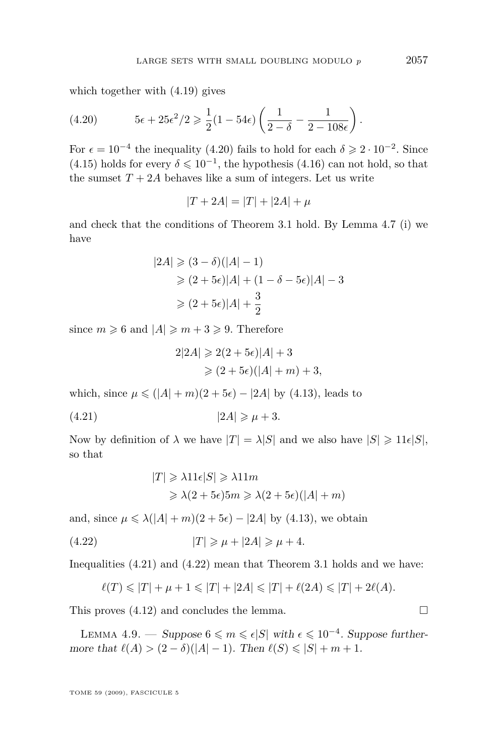which together with (4.19) gives

$$5\epsilon + 25\epsilon^2/2 \geqslant \frac{1}{2}(1 - 54\epsilon)\left(\frac{1}{2-\delta} - \frac{1}{2-108\epsilon}\right). \tag{4.20}$$

For $\epsilon = 10^{-4}$ the inequality (4.20) fails to hold for each $\delta \geqslant 2 \cdot 10^{-2}$. Since (4.15) holds for every $\delta \leqslant 10^{-1}$, the hypothesis (4.16) can not hold, so that the sumset $T + 2A$ behaves like a sum of integers. Let us write

$$|T + 2A| = |T| + |2A| + \mu$$

and check that the conditions of Theorem 3.1 hold. By Lemma 4.7 (i) we have

$$\begin{aligned}
|2A| &\geqslant (3 - \delta)(|A| - 1)\\
&\geqslant (2 + 5\epsilon)|A| + (1 - \delta - 5\epsilon)|A| - 3\\
&\geqslant (2 + 5\epsilon)|A| + \frac{3}{2}
\end{aligned}$$

since $m \geqslant 6$ and $|A| \geqslant m + 3 \geqslant 9$. Therefore

$$\begin{aligned}
2|2A| &\geqslant 2(2 + 5\epsilon)|A| + 3\\
&\geqslant (2 + 5\epsilon)(|A| + m) + 3,
\end{aligned}$$

which, since $\mu \leqslant (|A| + m)(2 + 5\epsilon) - |2A|$ by (4.13), leads to

$$|2A| \geqslant \mu + 3. \tag{4.21}$$

Now by definition of $\lambda$ we have $|T| = \lambda|S|$ and we also have $|S| \geqslant 11\epsilon|S|$, so that

$$\begin{aligned}
|T| &\geqslant \lambda 11\epsilon|S| \geqslant \lambda 11m\\
&\geqslant \lambda(2 + 5\epsilon)5m \geqslant \lambda(2 + 5\epsilon)(|A| + m)
\end{aligned}$$

and, since $\mu \leqslant \lambda(|A| + m)(2 + 5\epsilon) - |2A|$ by (4.13), we obtain

$$|T| \geqslant \mu + |2A| \geqslant \mu + 4. \tag{4.22}$$

Inequalities (4.21) and (4.22) mean that Theorem 3.1 holds and we have:

$$\ell(T) \leqslant |T| + \mu + 1 \leqslant |T| + |2A| \leqslant |T| + \ell(2A) \leqslant |T| + 2\ell(A).$$

This proves (4.12) and concludes the lemma. $\square$

Lemma 4.9. — *Suppose $6 \leqslant m \leqslant \epsilon|S|$ with $\epsilon \leqslant 10^{-4}$. Suppose furthermore that $\ell(A) > (2 - \delta)(|A| - 1)$. Then $\ell(S) \leqslant |S| + m + 1$.*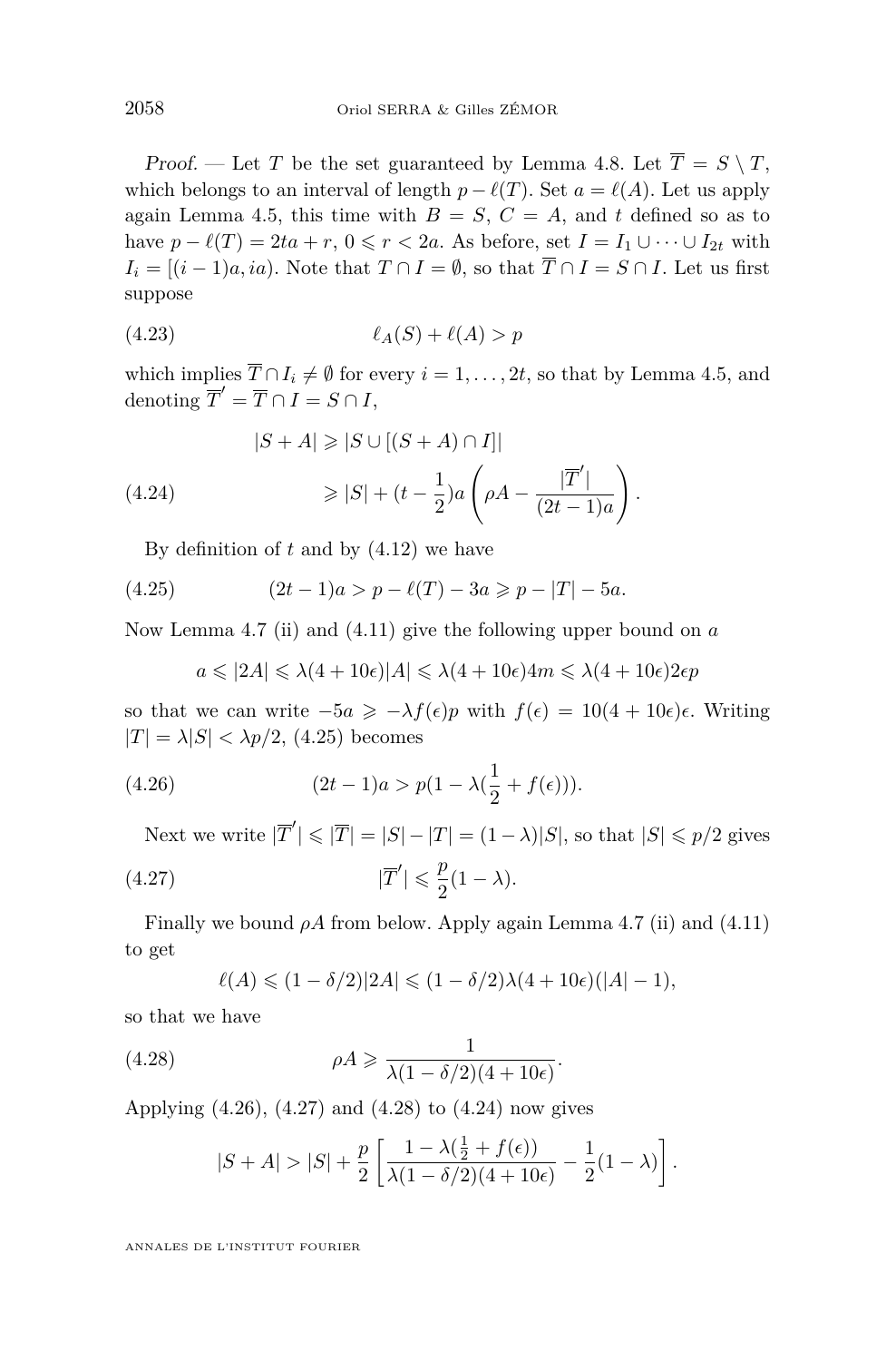*Proof.* — Let $T$ be the set guaranteed by Lemma 4.8. Let $\overline{T} = S \setminus T$, which belongs to an interval of length $p - \ell(T)$. Set $a = \ell(A)$. Let us apply again Lemma 4.5, this time with $B = S$, $C = A$, and $t$ defined so as to have $p - \ell(T) = 2ta + r$, $0 \leqslant r < 2a$. As before, set $I = I_1 \cup \cdots \cup I_{2t}$ with $I_i = [(i-1)a, ia)$. Note that $T \cap I = \emptyset$, so that $\overline{T} \cap I = S \cap I$. Let us first suppose

$$\ell_A(S) + \ell(A) > p \tag{4.23}$$

which implies $\overline{T} \cap I_i \neq \emptyset$ for every $i = 1, \ldots, 2t$, so that by Lemma 4.5, and denoting $\overline{T}' = \overline{T} \cap I = S \cap I$,

$$\begin{aligned} |S + A| &\geqslant |S \cup [(S+A) \cap I]| \\ &\geqslant |S| + (t - \frac{1}{2})a \left( \rho A - \frac{|\overline{T}'|}{(2t-1)a} \right). \end{aligned} \tag{4.24}$$

By definition of $t$ and by (4.12) we have

$$(2t-1)a > p - \ell(T) - 3a \geqslant p - |T| - 5a. \tag{4.25}$$

Now Lemma 4.7 (ii) and (4.11) give the following upper bound on $a$

$$a \leqslant |2A| \leqslant \lambda(4 + 10\epsilon)|A| \leqslant \lambda(4 + 10\epsilon)4m \leqslant \lambda(4 + 10\epsilon)2\epsilon p$$

so that we can write $-5a \geqslant -\lambda f(\epsilon)p$ with $f(\epsilon) = 10(4 + 10\epsilon)\epsilon$. Writing $|T| = \lambda|S| < \lambda p/2$, (4.25) becomes

$$(2t-1)a > p(1 - \lambda(\frac{1}{2} + f(\epsilon))). \tag{4.26}$$

Next we write $|\overline{T}'| \leqslant |\overline{T}| = |S| - |T| = (1 - \lambda)|S|$, so that $|S| \leqslant p/2$ gives

$$|\overline{T}'| \leqslant \frac{p}{2}(1 - \lambda). \tag{4.27}$$

Finally we bound $\rho A$ from below. Apply again Lemma 4.7 (ii) and (4.11) to get

$$\ell(A) \leqslant (1 - \delta/2)|2A| \leqslant (1 - \delta/2)\lambda(4 + 10\epsilon)(|A| - 1),$$

so that we have

$$\rho A \geqslant \frac{1}{\lambda(1 - \delta/2)(4 + 10\epsilon)}. \tag{4.28}$$

Applying (4.26), (4.27) and (4.28) to (4.24) now gives

$$|S + A| > |S| + \frac{p}{2} \left[ \frac{1 - \lambda(\frac{1}{2} + f(\epsilon))}{\lambda(1 - \delta/2)(4 + 10\epsilon)} - \frac{1}{2}(1 - \lambda) \right].$$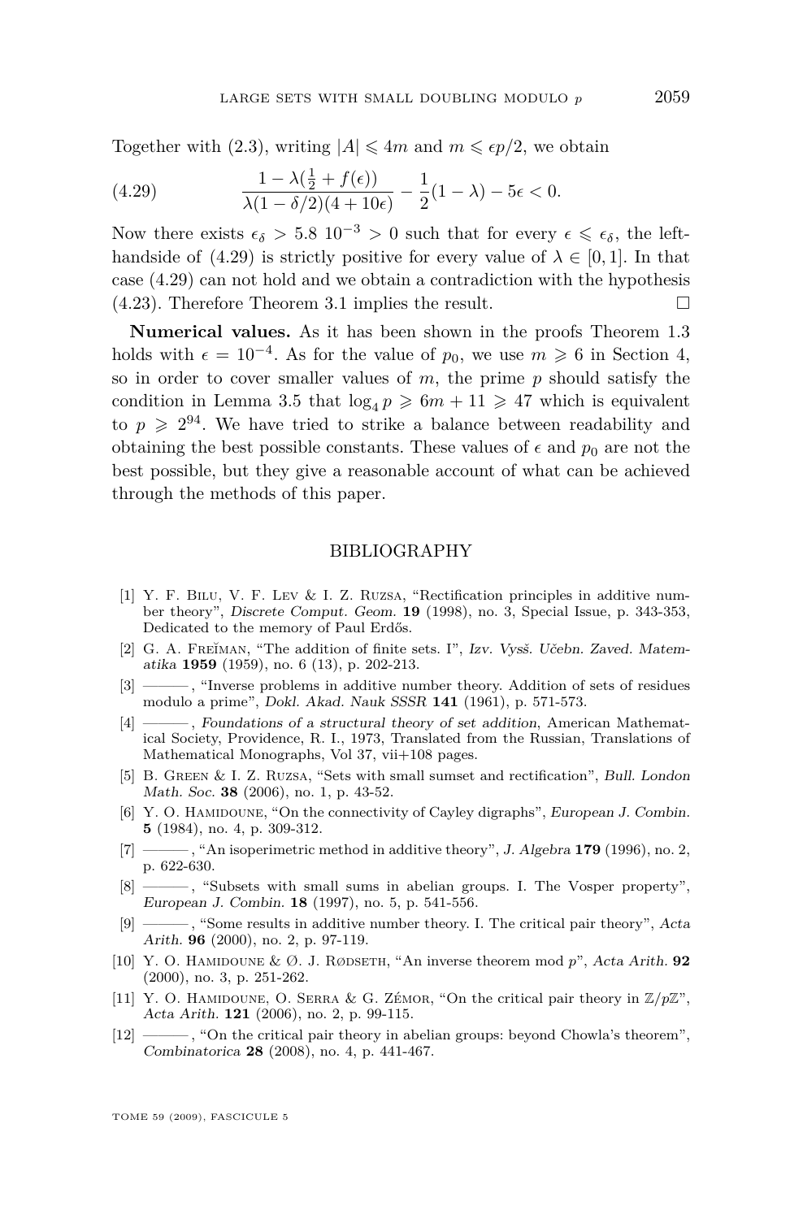Together with (2.3), writing $|A| \leqslant 4m$ and $m \leqslant \epsilon p/2$, we obtain

$$\frac{1-\lambda(\frac{1}{2}+f(\epsilon))}{\lambda(1-\delta/2)(4+10\epsilon)} - \frac{1}{2}(1-\lambda) - 5\epsilon < 0. \tag{4.29}$$

Now there exists $\epsilon_\delta > 5.8\ 10^{-3} > 0$ such that for every $\epsilon \leqslant \epsilon_\delta$, the left-handside of (4.29) is strictly positive for every value of $\lambda \in [0,1]$. In that case (4.29) can not hold and we obtain a contradiction with the hypothesis (4.23). Therefore Theorem 3.1 implies the result. $\square$

**Numerical values.** As it has been shown in the proofs Theorem 1.3 holds with $\epsilon = 10^{-4}$. As for the value of $p_0$, we use $m \geqslant 6$ in Section 4, so in order to cover smaller values of $m$, the prime $p$ should satisfy the condition in Lemma 3.5 that $\log_4 p \geqslant 6m + 11 \geqslant 47$ which is equivalent to $p \geqslant 2^{94}$. We have tried to strike a balance between readability and obtaining the best possible constants. These values of $\epsilon$ and $p_0$ are not the best possible, but they give a reasonable account of what can be achieved through the methods of this paper.

## BIBLIOGRAPHY

[1] Y. F. Bilu, V. F. Lev & I. Z. Ruzsa, "Rectification principles in additive number theory", *Discrete Comput. Geom.* **19** (1998), no. 3, Special Issue, p. 343-353, Dedicated to the memory of Paul Erdős.

[2] G. A. Freĭman, "The addition of finite sets. I", *Izv. Vysš. Učebn. Zaved. Matematika* **1959** (1959), no. 6 (13), p. 202-213.

[3] ———, "Inverse problems in additive number theory. Addition of sets of residues modulo a prime", *Dokl. Akad. Nauk SSSR* **141** (1961), p. 571-573.

[4] ———, *Foundations of a structural theory of set addition*, American Mathematical Society, Providence, R. I., 1973, Translated from the Russian, Translations of Mathematical Monographs, Vol 37, vii+108 pages.

[5] B. Green & I. Z. Ruzsa, "Sets with small sumset and rectification", *Bull. London Math. Soc.* **38** (2006), no. 1, p. 43-52.

[6] Y. O. Hamidoune, "On the connectivity of Cayley digraphs", *European J. Combin.* **5** (1984), no. 4, p. 309-312.

[7] ———, "An isoperimetric method in additive theory", *J. Algebra* **179** (1996), no. 2, p. 622-630.

[8] ———, "Subsets with small sums in abelian groups. I. The Vosper property", *European J. Combin.* **18** (1997), no. 5, p. 541-556.

[9] ———, "Some results in additive number theory. I. The critical pair theory", *Acta Arith.* **96** (2000), no. 2, p. 97-119.

[10] Y. O. Hamidoune & Ø. J. Rødseth, "An inverse theorem mod $p$", *Acta Arith.* **92** (2000), no. 3, p. 251-262.

[11] Y. O. Hamidoune, O. Serra & G. Zémor, "On the critical pair theory in $\mathbb{Z}/p\mathbb{Z}$", *Acta Arith.* **121** (2006), no. 2, p. 99-115.

[12] ———, "On the critical pair theory in abelian groups: beyond Chowla's theorem", *Combinatorica* **28** (2008), no. 4, p. 441-467.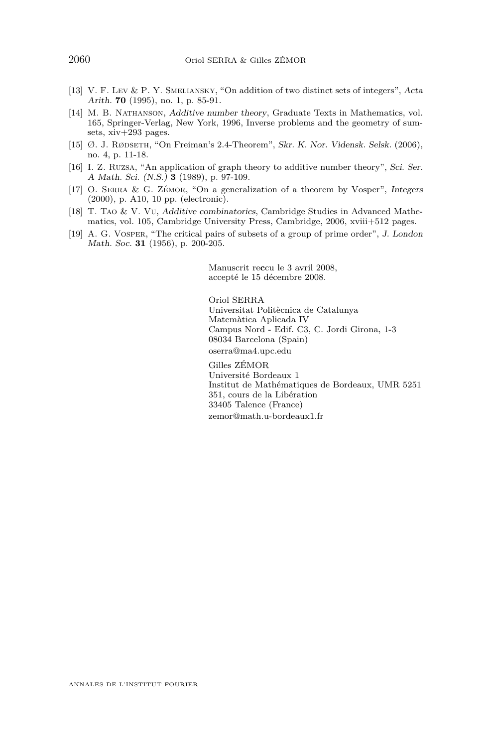[13] V. F. Lev & P. Y. Smeliansky, “On addition of two distinct sets of integers”, *Acta Arith.* **70** (1995), no. 1, p. 85-91.

[14] M. B. Nathanson, *Additive number theory*, Graduate Texts in Mathematics, vol. 165, Springer-Verlag, New York, 1996, Inverse problems and the geometry of sumsets, xiv+293 pages.

[15] Ø. J. Rødseth, “On Freiman’s 2.4-Theorem”, *Skr. K. Nor. Vidensk. Selsk.* (2006), no. 4, p. 11-18.

[16] I. Z. Ruzsa, “An application of graph theory to additive number theory”, *Sci. Ser. A Math. Sci. (N.S.)* **3** (1989), p. 97-109.

[17] O. Serra & G. Zémor, “On a generalization of a theorem by Vosper”, *Integers* (2000), p. A10, 10 pp. (electronic).

[18] T. Tao & V. Vu, *Additive combinatorics*, Cambridge Studies in Advanced Mathematics, vol. 105, Cambridge University Press, Cambridge, 2006, xviii+512 pages.

[19] A. G. Vosper, “The critical pairs of subsets of a group of prime order”, *J. London Math. Soc.* **31** (1956), p. 200-205.

Manuscrit re**c**cu le 3 avril 2008,
accepté le 15 décembre 2008.

Oriol SERRA
Universitat Politècnica de Catalunya
Matemàtica Aplicada IV
Campus Nord - Edif. C3, C. Jordi Girona, 1-3
08034 Barcelona (Spain)
oserra@ma4.upc.edu

Gilles ZÉMOR
Université Bordeaux 1
Institut de Mathématiques de Bordeaux, UMR 5251
351, cours de la Libération
33405 Talence (France)
zemor@math.u-bordeaux1.fr